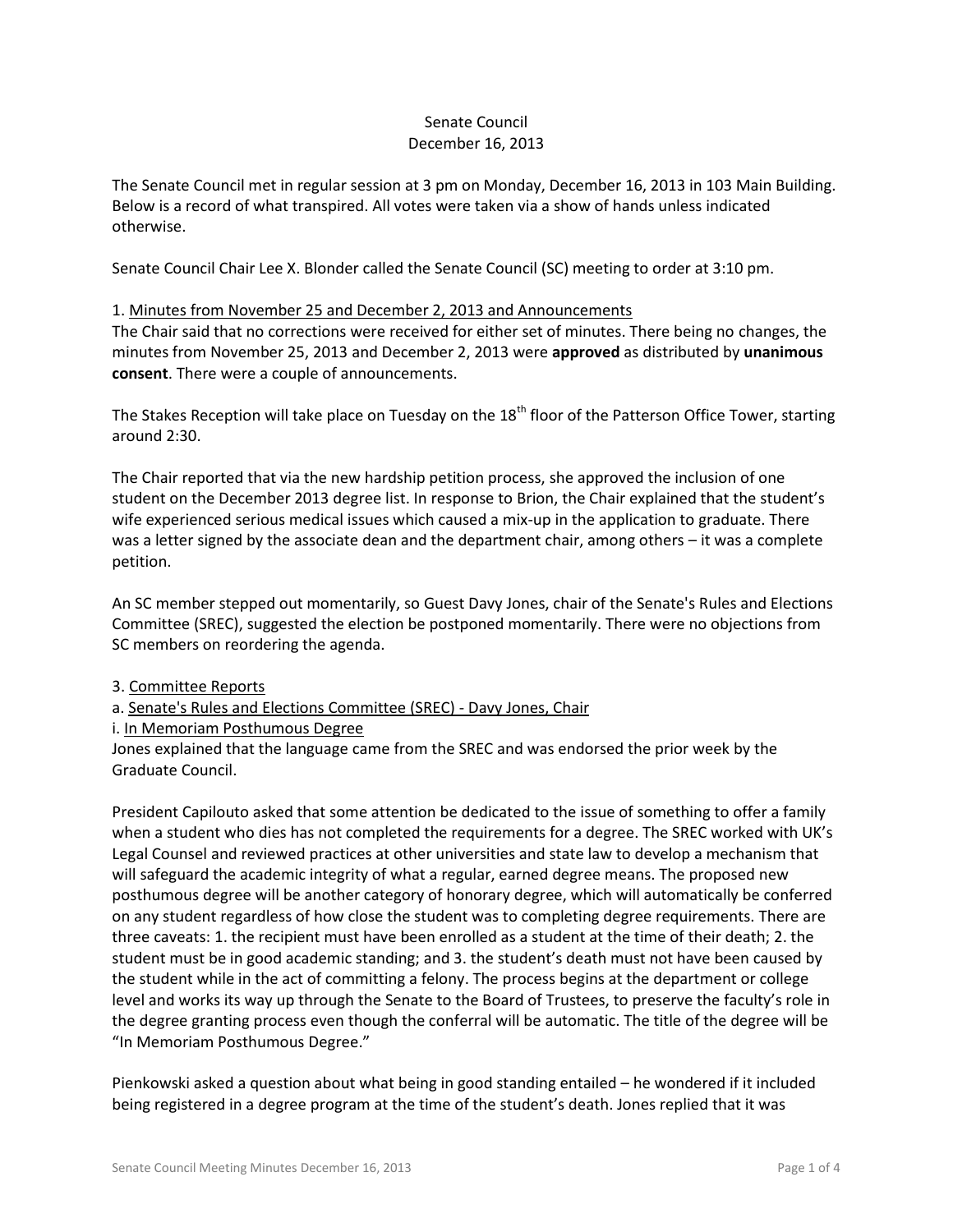Senate Council
December 16, 2013

The Senate Council met in regular session at 3 pm on Monday, December 16, 2013 in 103 Main Building. Below is a record of what transpired. All votes were taken via a show of hands unless indicated otherwise.

Senate Council Chair Lee X. Blonder called the Senate Council (SC) meeting to order at 3:10 pm.

1. Minutes from November 25 and December 2, 2013 and Announcements

The Chair said that no corrections were received for either set of minutes. There being no changes, the minutes from November 25, 2013 and December 2, 2013 were **approved** as distributed by **unanimous consent**. There were a couple of announcements.

The Stakes Reception will take place on Tuesday on the 18th floor of the Patterson Office Tower, starting around 2:30.

The Chair reported that via the new hardship petition process, she approved the inclusion of one student on the December 2013 degree list. In response to Brion, the Chair explained that the student's wife experienced serious medical issues which caused a mix-up in the application to graduate. There was a letter signed by the associate dean and the department chair, among others – it was a complete petition.

An SC member stepped out momentarily, so Guest Davy Jones, chair of the Senate's Rules and Elections Committee (SREC), suggested the election be postponed momentarily. There were no objections from SC members on reordering the agenda.

3. Committee Reports

a. Senate's Rules and Elections Committee (SREC) - Davy Jones, Chair

i. In Memoriam Posthumous Degree

Jones explained that the language came from the SREC and was endorsed the prior week by the Graduate Council.

President Capilouto asked that some attention be dedicated to the issue of something to offer a family when a student who dies has not completed the requirements for a degree. The SREC worked with UK's Legal Counsel and reviewed practices at other universities and state law to develop a mechanism that will safeguard the academic integrity of what a regular, earned degree means. The proposed new posthumous degree will be another category of honorary degree, which will automatically be conferred on any student regardless of how close the student was to completing degree requirements. There are three caveats: 1. the recipient must have been enrolled as a student at the time of their death; 2. the student must be in good academic standing; and 3. the student's death must not have been caused by the student while in the act of committing a felony. The process begins at the department or college level and works its way up through the Senate to the Board of Trustees, to preserve the faculty's role in the degree granting process even though the conferral will be automatic. The title of the degree will be "In Memoriam Posthumous Degree."

Pienkowski asked a question about what being in good standing entailed – he wondered if it included being registered in a degree program at the time of the student's death. Jones replied that it was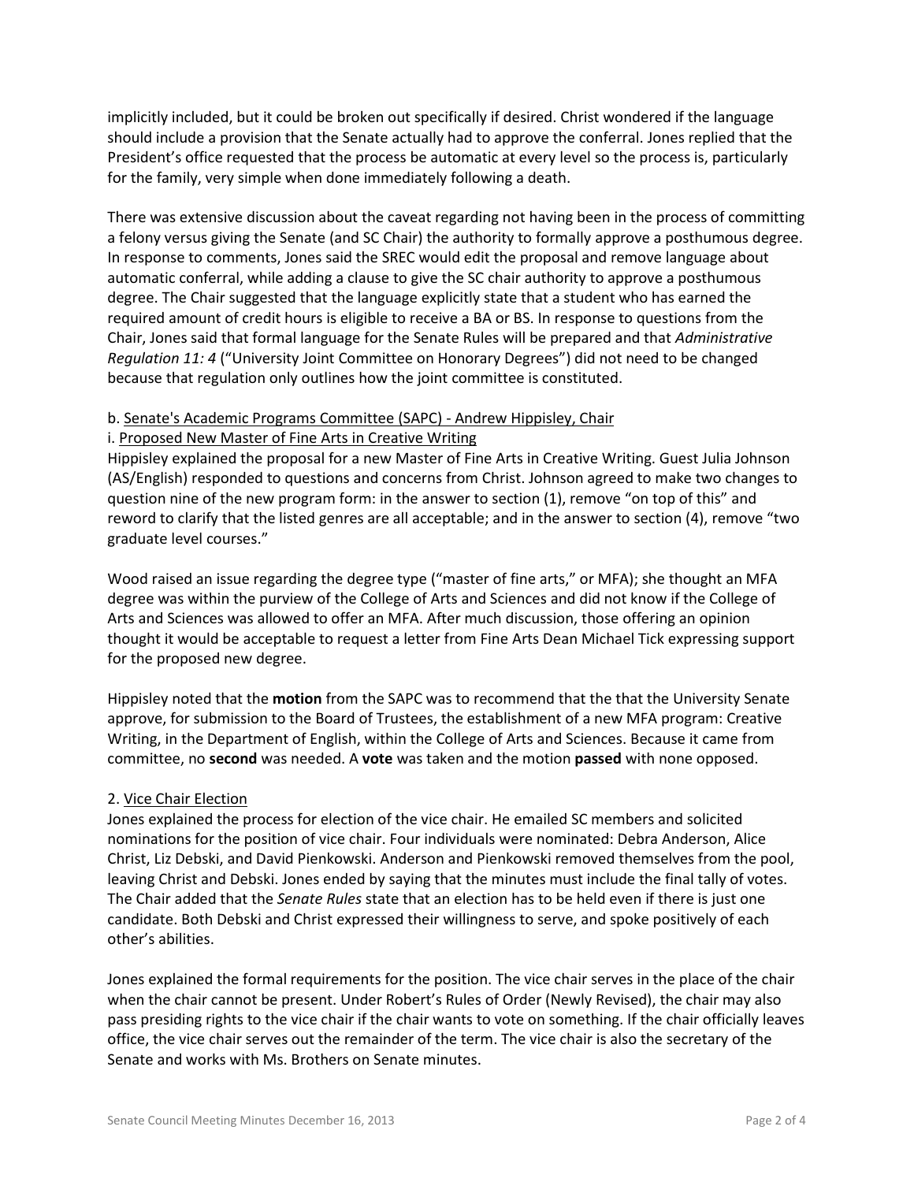implicitly included, but it could be broken out specifically if desired. Christ wondered if the language should include a provision that the Senate actually had to approve the conferral. Jones replied that the President's office requested that the process be automatic at every level so the process is, particularly for the family, very simple when done immediately following a death.

There was extensive discussion about the caveat regarding not having been in the process of committing a felony versus giving the Senate (and SC Chair) the authority to formally approve a posthumous degree. In response to comments, Jones said the SREC would edit the proposal and remove language about automatic conferral, while adding a clause to give the SC chair authority to approve a posthumous degree. The Chair suggested that the language explicitly state that a student who has earned the required amount of credit hours is eligible to receive a BA or BS. In response to questions from the Chair, Jones said that formal language for the Senate Rules will be prepared and that *Administrative Regulation 11: 4* ("University Joint Committee on Honorary Degrees") did not need to be changed because that regulation only outlines how the joint committee is constituted.

b. Senate's Academic Programs Committee (SAPC) - Andrew Hippisley, Chair

i. Proposed New Master of Fine Arts in Creative Writing

Hippisley explained the proposal for a new Master of Fine Arts in Creative Writing. Guest Julia Johnson (AS/English) responded to questions and concerns from Christ. Johnson agreed to make two changes to question nine of the new program form: in the answer to section (1), remove "on top of this" and reword to clarify that the listed genres are all acceptable; and in the answer to section (4), remove "two graduate level courses."

Wood raised an issue regarding the degree type ("master of fine arts," or MFA); she thought an MFA degree was within the purview of the College of Arts and Sciences and did not know if the College of Arts and Sciences was allowed to offer an MFA. After much discussion, those offering an opinion thought it would be acceptable to request a letter from Fine Arts Dean Michael Tick expressing support for the proposed new degree.

Hippisley noted that the **motion** from the SAPC was to recommend that the that University Senate approve, for submission to the Board of Trustees, the establishment of a new MFA program: Creative Writing, in the Department of English, within the College of Arts and Sciences. Because it came from committee, no **second** was needed. A **vote** was taken and the motion **passed** with none opposed.

2. Vice Chair Election

Jones explained the process for election of the vice chair. He emailed SC members and solicited nominations for the position of vice chair. Four individuals were nominated: Debra Anderson, Alice Christ, Liz Debski, and David Pienkowski. Anderson and Pienkowski removed themselves from the pool, leaving Christ and Debski. Jones ended by saying that the minutes must include the final tally of votes. The Chair added that the *Senate Rules* state that an election has to be held even if there is just one candidate. Both Debski and Christ expressed their willingness to serve, and spoke positively of each other's abilities.

Jones explained the formal requirements for the position. The vice chair serves in the place of the chair when the chair cannot be present. Under Robert's Rules of Order (Newly Revised), the chair may also pass presiding rights to the vice chair if the chair wants to vote on something. If the chair officially leaves office, the vice chair serves out the remainder of the term. The vice chair is also the secretary of the Senate and works with Ms. Brothers on Senate minutes.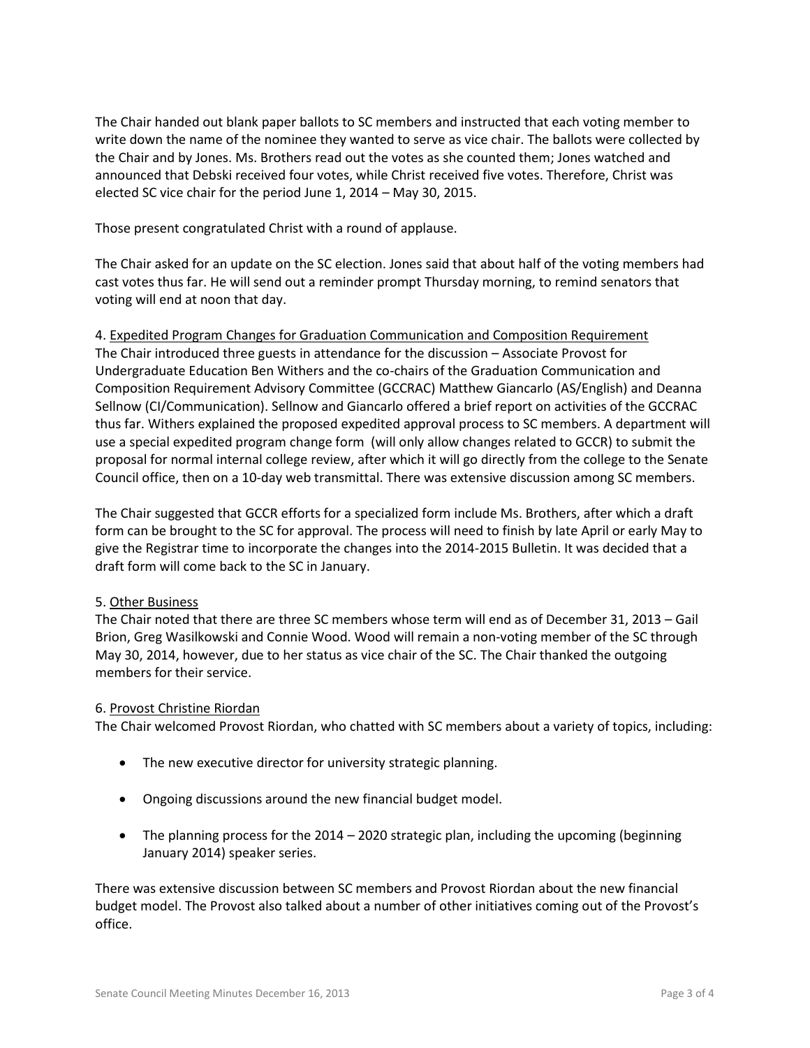The Chair handed out blank paper ballots to SC members and instructed that each voting member to write down the name of the nominee they wanted to serve as vice chair. The ballots were collected by the Chair and by Jones. Ms. Brothers read out the votes as she counted them; Jones watched and announced that Debski received four votes, while Christ received five votes. Therefore, Christ was elected SC vice chair for the period June 1, 2014 – May 30, 2015.

Those present congratulated Christ with a round of applause.

The Chair asked for an update on the SC election. Jones said that about half of the voting members had cast votes thus far. He will send out a reminder prompt Thursday morning, to remind senators that voting will end at noon that day.

4. <u>Expedited Program Changes for Graduation Communication and Composition Requirement</u>
The Chair introduced three guests in attendance for the discussion – Associate Provost for Undergraduate Education Ben Withers and the co-chairs of the Graduation Communication and Composition Requirement Advisory Committee (GCCRAC) Matthew Giancarlo (AS/English) and Deanna Sellnow (CI/Communication). Sellnow and Giancarlo offered a brief report on activities of the GCCRAC thus far. Withers explained the proposed expedited approval process to SC members. A department will use a special expedited program change form (will only allow changes related to GCCR) to submit the proposal for normal internal college review, after which it will go directly from the college to the Senate Council office, then on a 10-day web transmittal. There was extensive discussion among SC members.

The Chair suggested that GCCR efforts for a specialized form include Ms. Brothers, after which a draft form can be brought to the SC for approval. The process will need to finish by late April or early May to give the Registrar time to incorporate the changes into the 2014-2015 Bulletin. It was decided that a draft form will come back to the SC in January.

5. <u>Other Business</u>
The Chair noted that there are three SC members whose term will end as of December 31, 2013 – Gail Brion, Greg Wasilkowski and Connie Wood. Wood will remain a non-voting member of the SC through May 30, 2014, however, due to her status as vice chair of the SC. The Chair thanked the outgoing members for their service.

6. <u>Provost Christine Riordan</u>
The Chair welcomed Provost Riordan, who chatted with SC members about a variety of topics, including:

- The new executive director for university strategic planning.
- Ongoing discussions around the new financial budget model.
- The planning process for the 2014 – 2020 strategic plan, including the upcoming (beginning January 2014) speaker series.

There was extensive discussion between SC members and Provost Riordan about the new financial budget model. The Provost also talked about a number of other initiatives coming out of the Provost's office.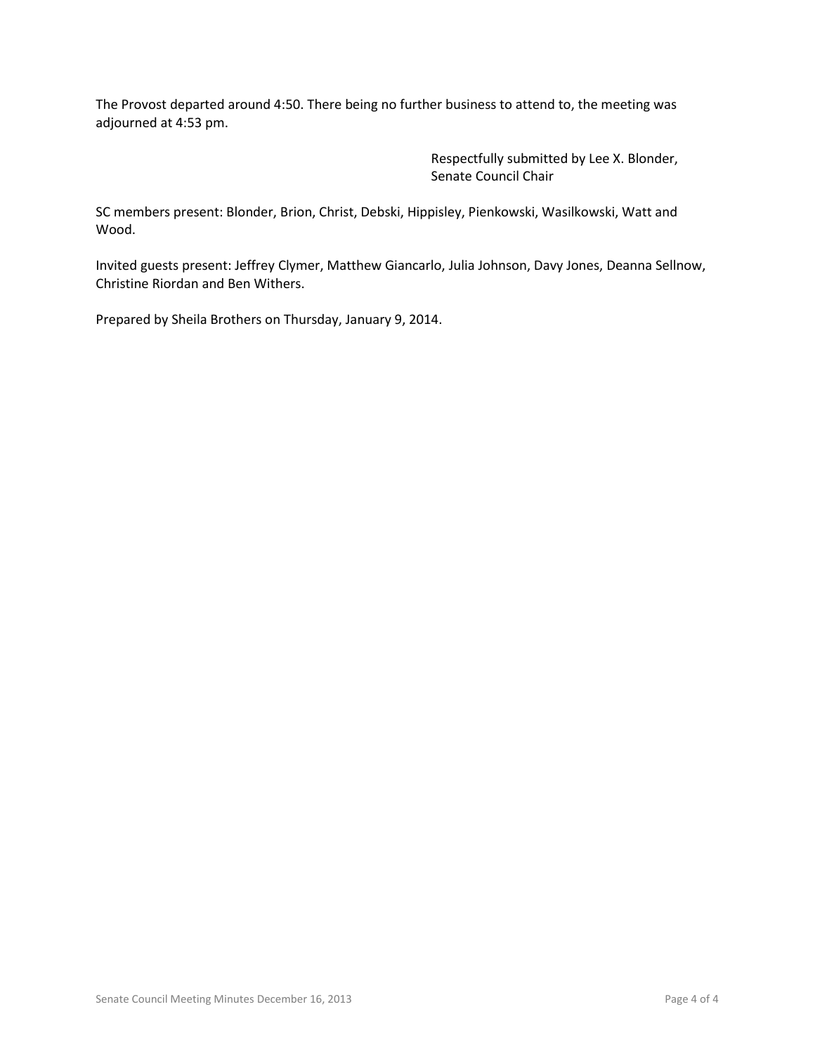The Provost departed around 4:50. There being no further business to attend to, the meeting was adjourned at 4:53 pm.

Respectfully submitted by Lee X. Blonder,
Senate Council Chair

SC members present: Blonder, Brion, Christ, Debski, Hippisley, Pienkowski, Wasilkowski, Watt and Wood.

Invited guests present: Jeffrey Clymer, Matthew Giancarlo, Julia Johnson, Davy Jones, Deanna Sellnow, Christine Riordan and Ben Withers.

Prepared by Sheila Brothers on Thursday, January 9, 2014.